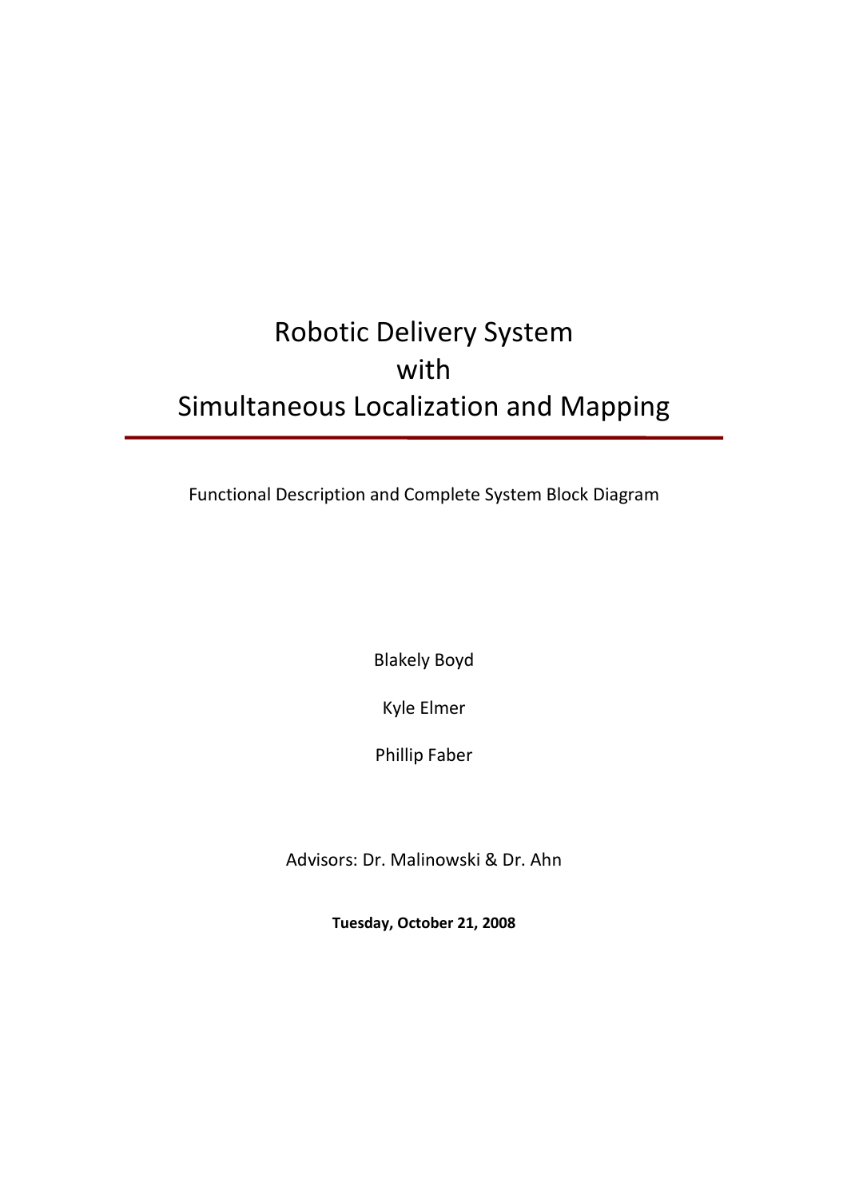# Robotic Delivery System with Simultaneous Localization and Mapping

---

Functional Description and Complete System Block Diagram

Blakely Boyd

Kyle Elmer

Phillip Faber

Advisors: Dr. Malinowski & Dr. Ahn

**Tuesday, October 21, 2008**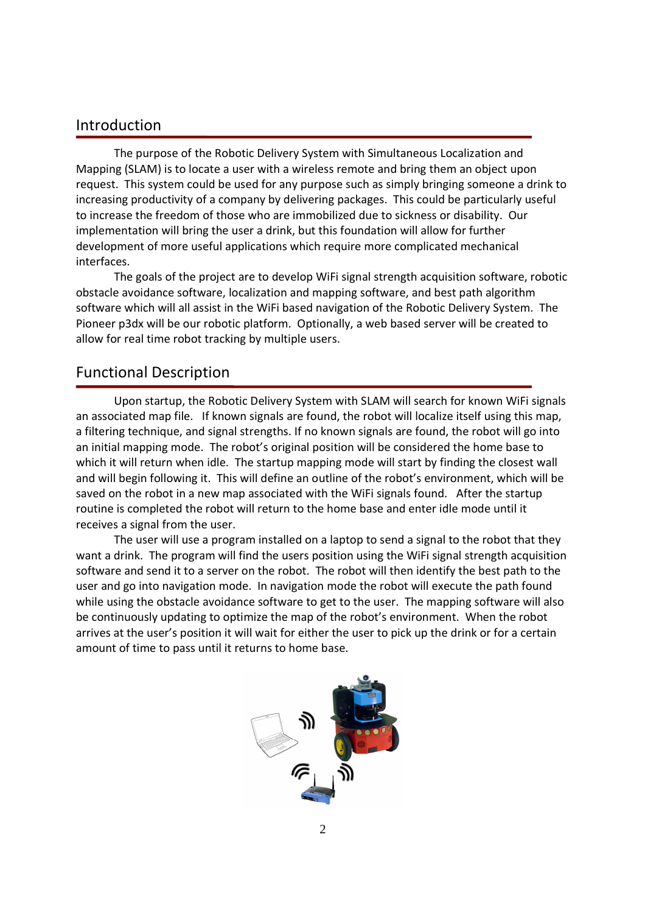## Introduction

The purpose of the Robotic Delivery System with Simultaneous Localization and Mapping (SLAM) is to locate a user with a wireless remote and bring them an object upon request. This system could be used for any purpose such as simply bringing someone a drink to increasing productivity of a company by delivering packages. This could be particularly useful to increase the freedom of those who are immobilized due to sickness or disability. Our implementation will bring the user a drink, but this foundation will allow for further development of more useful applications which require more complicated mechanical interfaces.

The goals of the project are to develop WiFi signal strength acquisition software, robotic obstacle avoidance software, localization and mapping software, and best path algorithm software which will all assist in the WiFi based navigation of the Robotic Delivery System. The Pioneer p3dx will be our robotic platform. Optionally, a web based server will be created to allow for real time robot tracking by multiple users.

## Functional Description

Upon startup, the Robotic Delivery System with SLAM will search for known WiFi signals an associated map file. If known signals are found, the robot will localize itself using this map, a filtering technique, and signal strengths. If no known signals are found, the robot will go into an initial mapping mode. The robot's original position will be considered the home base to which it will return when idle. The startup mapping mode will start by finding the closest wall and will begin following it. This will define an outline of the robot's environment, which will be saved on the robot in a new map associated with the WiFi signals found. After the startup routine is completed the robot will return to the home base and enter idle mode until it receives a signal from the user.

The user will use a program installed on a laptop to send a signal to the robot that they want a drink. The program will find the users position using the WiFi signal strength acquisition software and send it to a server on the robot. The robot will then identify the best path to the user and go into navigation mode. In navigation mode the robot will execute the path found while using the obstacle avoidance software to get to the user. The mapping software will also be continuously updating to optimize the map of the robot's environment. When the robot arrives at the user's position it will wait for either the user to pick up the drink or for a certain amount of time to pass until it returns to home base.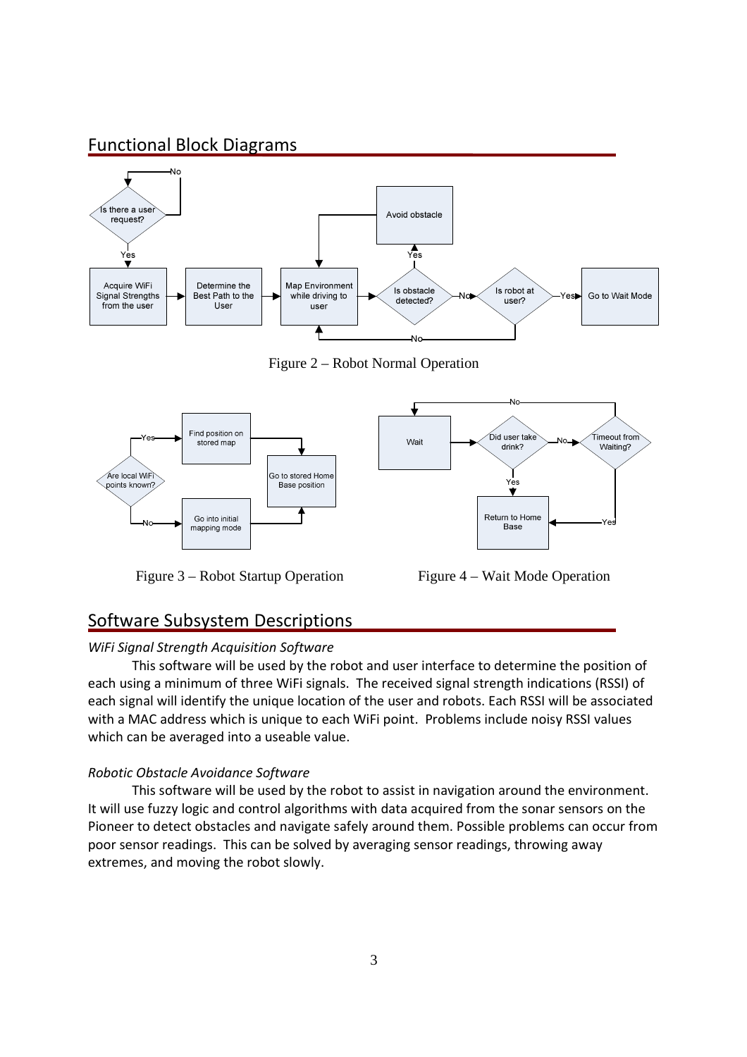## Functional Block Diagrams

Figure 2 – Robot Normal Operation

Figure 3 – Robot Startup Operation

Figure 4 – Wait Mode Operation

## Software Subsystem Descriptions

*WiFi Signal Strength Acquisition Software*

This software will be used by the robot and user interface to determine the position of each using a minimum of three WiFi signals. The received signal strength indications (RSSI) of each signal will identify the unique location of the user and robots. Each RSSI will be associated with a MAC address which is unique to each WiFi point. Problems include noisy RSSI values which can be averaged into a useable value.

*Robotic Obstacle Avoidance Software*

This software will be used by the robot to assist in navigation around the environment. It will use fuzzy logic and control algorithms with data acquired from the sonar sensors on the Pioneer to detect obstacles and navigate safely around them. Possible problems can occur from poor sensor readings. This can be solved by averaging sensor readings, throwing away extremes, and moving the robot slowly.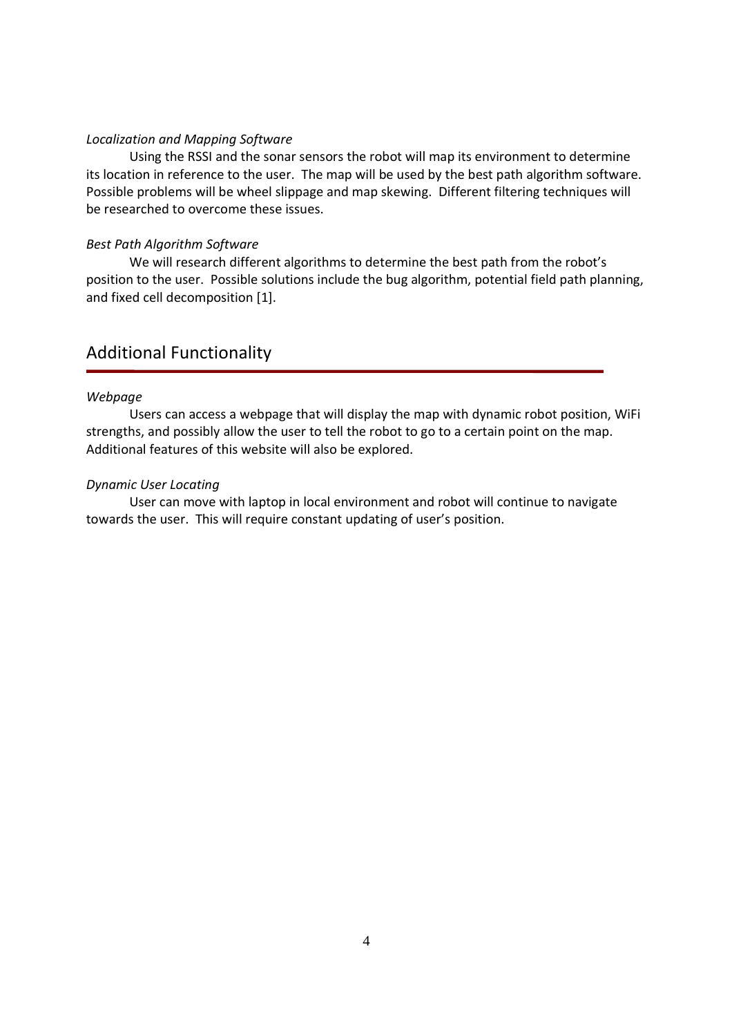*Localization and Mapping Software*

Using the RSSI and the sonar sensors the robot will map its environment to determine its location in reference to the user. The map will be used by the best path algorithm software. Possible problems will be wheel slippage and map skewing. Different filtering techniques will be researched to overcome these issues.

*Best Path Algorithm Software*

We will research different algorithms to determine the best path from the robot's position to the user. Possible solutions include the bug algorithm, potential field path planning, and fixed cell decomposition [1].

## Additional Functionality

*Webpage*

Users can access a webpage that will display the map with dynamic robot position, WiFi strengths, and possibly allow the user to tell the robot to go to a certain point on the map. Additional features of this website will also be explored.

*Dynamic User Locating*

User can move with laptop in local environment and robot will continue to navigate towards the user. This will require constant updating of user's position.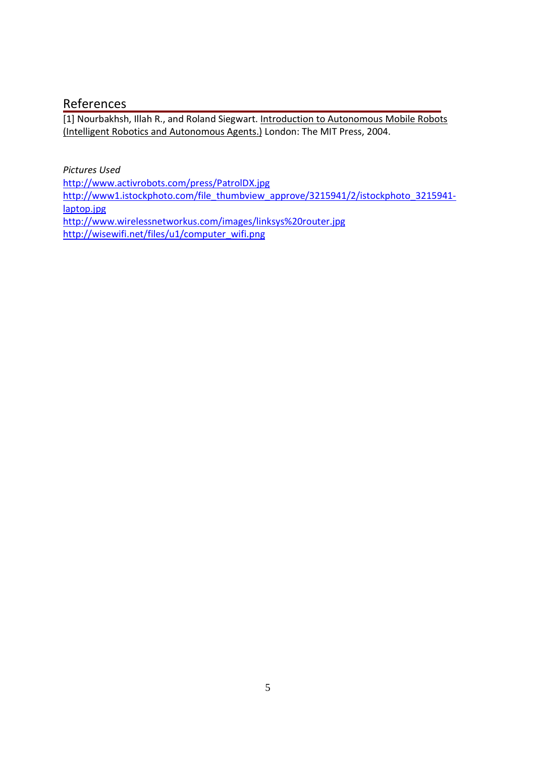## References

[1] Nourbakhsh, Illah R., and Roland Siegwart. Introduction to Autonomous Mobile Robots (Intelligent Robotics and Autonomous Agents.) London: The MIT Press, 2004.

*Pictures Used*

http://www.activrobots.com/press/PatrolDX.jpg
http://www1.istockphoto.com/file_thumbview_approve/3215941/2/istockphoto_3215941-laptop.jpg
http://www.wirelessnetworkus.com/images/linksys%20router.jpg
http://wisewifi.net/files/u1/computer_wifi.png